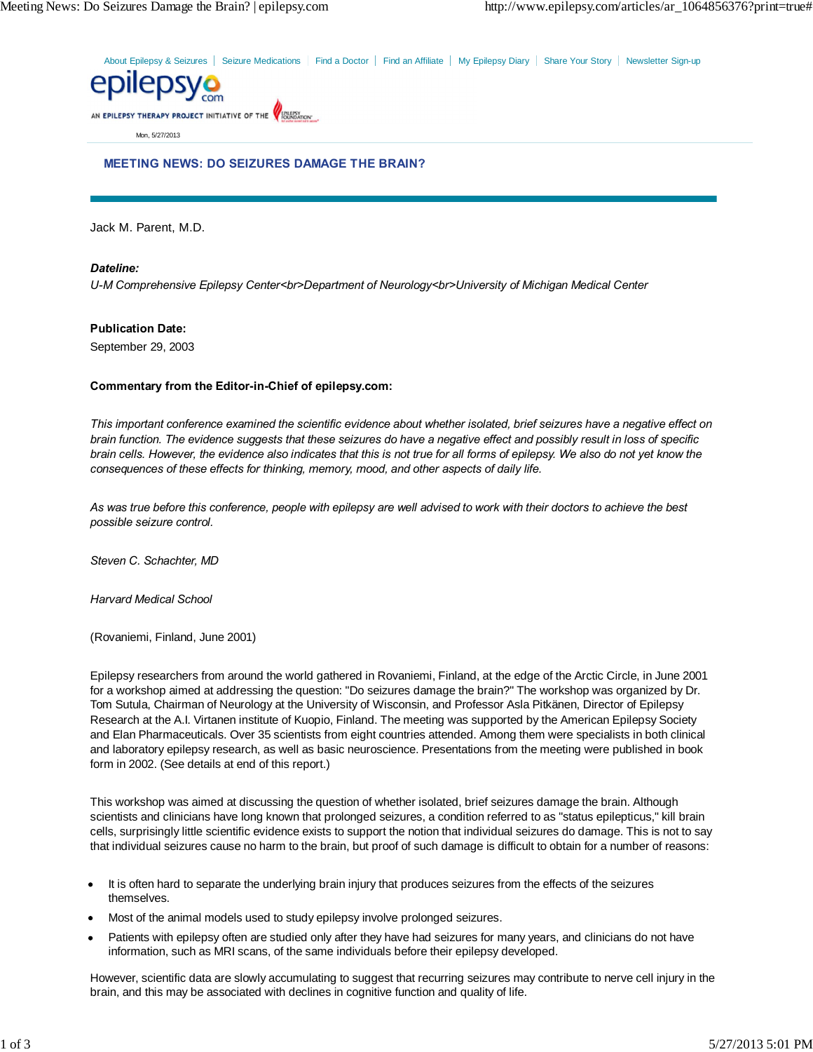About Epilepsy & Seizures | Seizure Medications | Find a Doctor | Find an Affiliate | My Epilepsy Diary | Share Your Story | Newsletter Sign-up

epilepsy.com

AN EPILEPSY THERAPY PROJECT INITIATIVE OF THE EPILEPSY FOUNDATION

Mon, 5/27/2013

# MEETING NEWS: DO SEIZURES DAMAGE THE BRAIN?

Jack M. Parent, M.D.

***Dateline:***

*U-M Comprehensive Epilepsy Center<br>Department of Neurology<br>University of Michigan Medical Center*

**Publication Date:**

September 29, 2003

**Commentary from the Editor-in-Chief of epilepsy.com:**

*This important conference examined the scientific evidence about whether isolated, brief seizures have a negative effect on brain function. The evidence suggests that these seizures do have a negative effect and possibly result in loss of specific brain cells. However, the evidence also indicates that this is not true for all forms of epilepsy. We also do not yet know the consequences of these effects for thinking, memory, mood, and other aspects of daily life.*

*As was true before this conference, people with epilepsy are well advised to work with their doctors to achieve the best possible seizure control.*

*Steven C. Schachter, MD*

*Harvard Medical School*

(Rovaniemi, Finland, June 2001)

Epilepsy researchers from around the world gathered in Rovaniemi, Finland, at the edge of the Arctic Circle, in June 2001 for a workshop aimed at addressing the question: "Do seizures damage the brain?" The workshop was organized by Dr. Tom Sutula, Chairman of Neurology at the University of Wisconsin, and Professor Asla Pitkänen, Director of Epilepsy Research at the A.I. Virtanen institute of Kuopio, Finland. The meeting was supported by the American Epilepsy Society and Elan Pharmaceuticals. Over 35 scientists from eight countries attended. Among them were specialists in both clinical and laboratory epilepsy research, as well as basic neuroscience. Presentations from the meeting were published in book form in 2002. (See details at end of this report.)

This workshop was aimed at discussing the question of whether isolated, brief seizures damage the brain. Although scientists and clinicians have long known that prolonged seizures, a condition referred to as "status epilepticus," kill brain cells, surprisingly little scientific evidence exists to support the notion that individual seizures do damage. This is not to say that individual seizures cause no harm to the brain, but proof of such damage is difficult to obtain for a number of reasons:

- It is often hard to separate the underlying brain injury that produces seizures from the effects of the seizures themselves.
- Most of the animal models used to study epilepsy involve prolonged seizures.
- Patients with epilepsy often are studied only after they have had seizures for many years, and clinicians do not have information, such as MRI scans, of the same individuals before their epilepsy developed.

However, scientific data are slowly accumulating to suggest that recurring seizures may contribute to nerve cell injury in the brain, and this may be associated with declines in cognitive function and quality of life.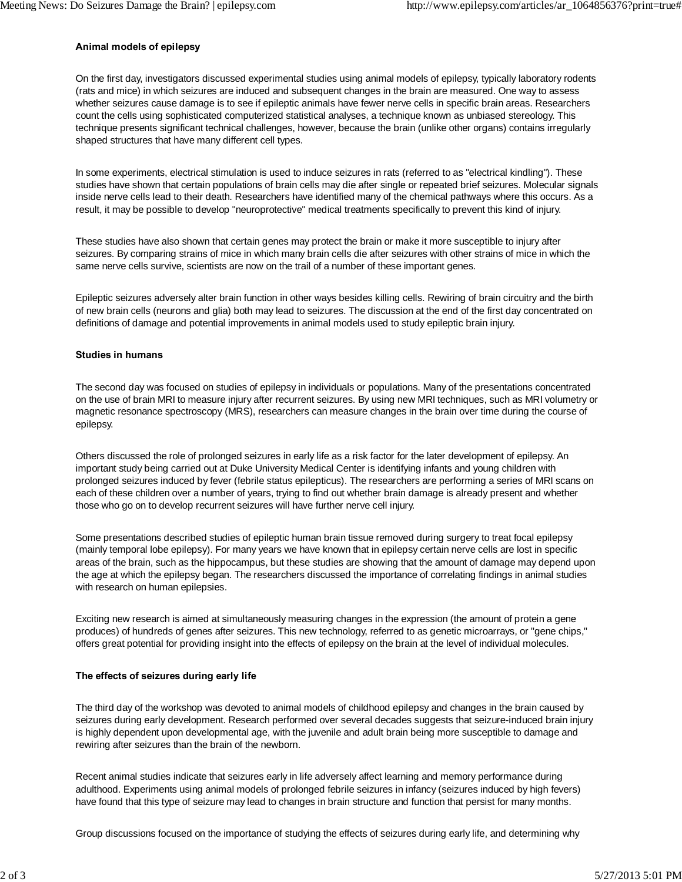### Animal models of epilepsy

On the first day, investigators discussed experimental studies using animal models of epilepsy, typically laboratory rodents (rats and mice) in which seizures are induced and subsequent changes in the brain are measured. One way to assess whether seizures cause damage is to see if epileptic animals have fewer nerve cells in specific brain areas. Researchers count the cells using sophisticated computerized statistical analyses, a technique known as unbiased stereology. This technique presents significant technical challenges, however, because the brain (unlike other organs) contains irregularly shaped structures that have many different cell types.

In some experiments, electrical stimulation is used to induce seizures in rats (referred to as "electrical kindling"). These studies have shown that certain populations of brain cells may die after single or repeated brief seizures. Molecular signals inside nerve cells lead to their death. Researchers have identified many of the chemical pathways where this occurs. As a result, it may be possible to develop "neuroprotective" medical treatments specifically to prevent this kind of injury.

These studies have also shown that certain genes may protect the brain or make it more susceptible to injury after seizures. By comparing strains of mice in which many brain cells die after seizures with other strains of mice in which the same nerve cells survive, scientists are now on the trail of a number of these important genes.

Epileptic seizures adversely alter brain function in other ways besides killing cells. Rewiring of brain circuitry and the birth of new brain cells (neurons and glia) both may lead to seizures. The discussion at the end of the first day concentrated on definitions of damage and potential improvements in animal models used to study epileptic brain injury.

### Studies in humans

The second day was focused on studies of epilepsy in individuals or populations. Many of the presentations concentrated on the use of brain MRI to measure injury after recurrent seizures. By using new MRI techniques, such as MRI volumetry or magnetic resonance spectroscopy (MRS), researchers can measure changes in the brain over time during the course of epilepsy.

Others discussed the role of prolonged seizures in early life as a risk factor for the later development of epilepsy. An important study being carried out at Duke University Medical Center is identifying infants and young children with prolonged seizures induced by fever (febrile status epilepticus). The researchers are performing a series of MRI scans on each of these children over a number of years, trying to find out whether brain damage is already present and whether those who go on to develop recurrent seizures will have further nerve cell injury.

Some presentations described studies of epileptic human brain tissue removed during surgery to treat focal epilepsy (mainly temporal lobe epilepsy). For many years we have known that in epilepsy certain nerve cells are lost in specific areas of the brain, such as the hippocampus, but these studies are showing that the amount of damage may depend upon the age at which the epilepsy began. The researchers discussed the importance of correlating findings in animal studies with research on human epilepsies.

Exciting new research is aimed at simultaneously measuring changes in the expression (the amount of protein a gene produces) of hundreds of genes after seizures. This new technology, referred to as genetic microarrays, or "gene chips," offers great potential for providing insight into the effects of epilepsy on the brain at the level of individual molecules.

### The effects of seizures during early life

The third day of the workshop was devoted to animal models of childhood epilepsy and changes in the brain caused by seizures during early development. Research performed over several decades suggests that seizure-induced brain injury is highly dependent upon developmental age, with the juvenile and adult brain being more susceptible to damage and rewiring after seizures than the brain of the newborn.

Recent animal studies indicate that seizures early in life adversely affect learning and memory performance during adulthood. Experiments using animal models of prolonged febrile seizures in infancy (seizures induced by high fevers) have found that this type of seizure may lead to changes in brain structure and function that persist for many months.

Group discussions focused on the importance of studying the effects of seizures during early life, and determining why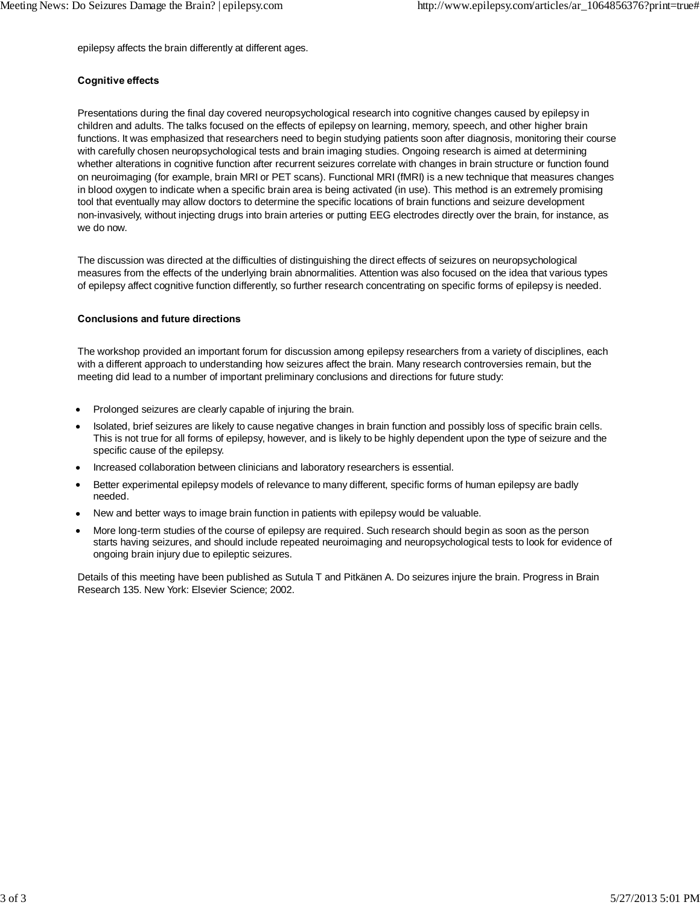epilepsy affects the brain differently at different ages.

**Cognitive effects**

Presentations during the final day covered neuropsychological research into cognitive changes caused by epilepsy in children and adults. The talks focused on the effects of epilepsy on learning, memory, speech, and other higher brain functions. It was emphasized that researchers need to begin studying patients soon after diagnosis, monitoring their course with carefully chosen neuropsychological tests and brain imaging studies. Ongoing research is aimed at determining whether alterations in cognitive function after recurrent seizures correlate with changes in brain structure or function found on neuroimaging (for example, brain MRI or PET scans). Functional MRI (fMRI) is a new technique that measures changes in blood oxygen to indicate when a specific brain area is being activated (in use). This method is an extremely promising tool that eventually may allow doctors to determine the specific locations of brain functions and seizure development non-invasively, without injecting drugs into brain arteries or putting EEG electrodes directly over the brain, for instance, as we do now.

The discussion was directed at the difficulties of distinguishing the direct effects of seizures on neuropsychological measures from the effects of the underlying brain abnormalities. Attention was also focused on the idea that various types of epilepsy affect cognitive function differently, so further research concentrating on specific forms of epilepsy is needed.

**Conclusions and future directions**

The workshop provided an important forum for discussion among epilepsy researchers from a variety of disciplines, each with a different approach to understanding how seizures affect the brain. Many research controversies remain, but the meeting did lead to a number of important preliminary conclusions and directions for future study:

- Prolonged seizures are clearly capable of injuring the brain.
- Isolated, brief seizures are likely to cause negative changes in brain function and possibly loss of specific brain cells. This is not true for all forms of epilepsy, however, and is likely to be highly dependent upon the type of seizure and the specific cause of the epilepsy.
- Increased collaboration between clinicians and laboratory researchers is essential.
- Better experimental epilepsy models of relevance to many different, specific forms of human epilepsy are badly needed.
- New and better ways to image brain function in patients with epilepsy would be valuable.
- More long-term studies of the course of epilepsy are required. Such research should begin as soon as the person starts having seizures, and should include repeated neuroimaging and neuropsychological tests to look for evidence of ongoing brain injury due to epileptic seizures.

Details of this meeting have been published as Sutula T and Pitkänen A. Do seizures injure the brain. Progress in Brain Research 135. New York: Elsevier Science; 2002.